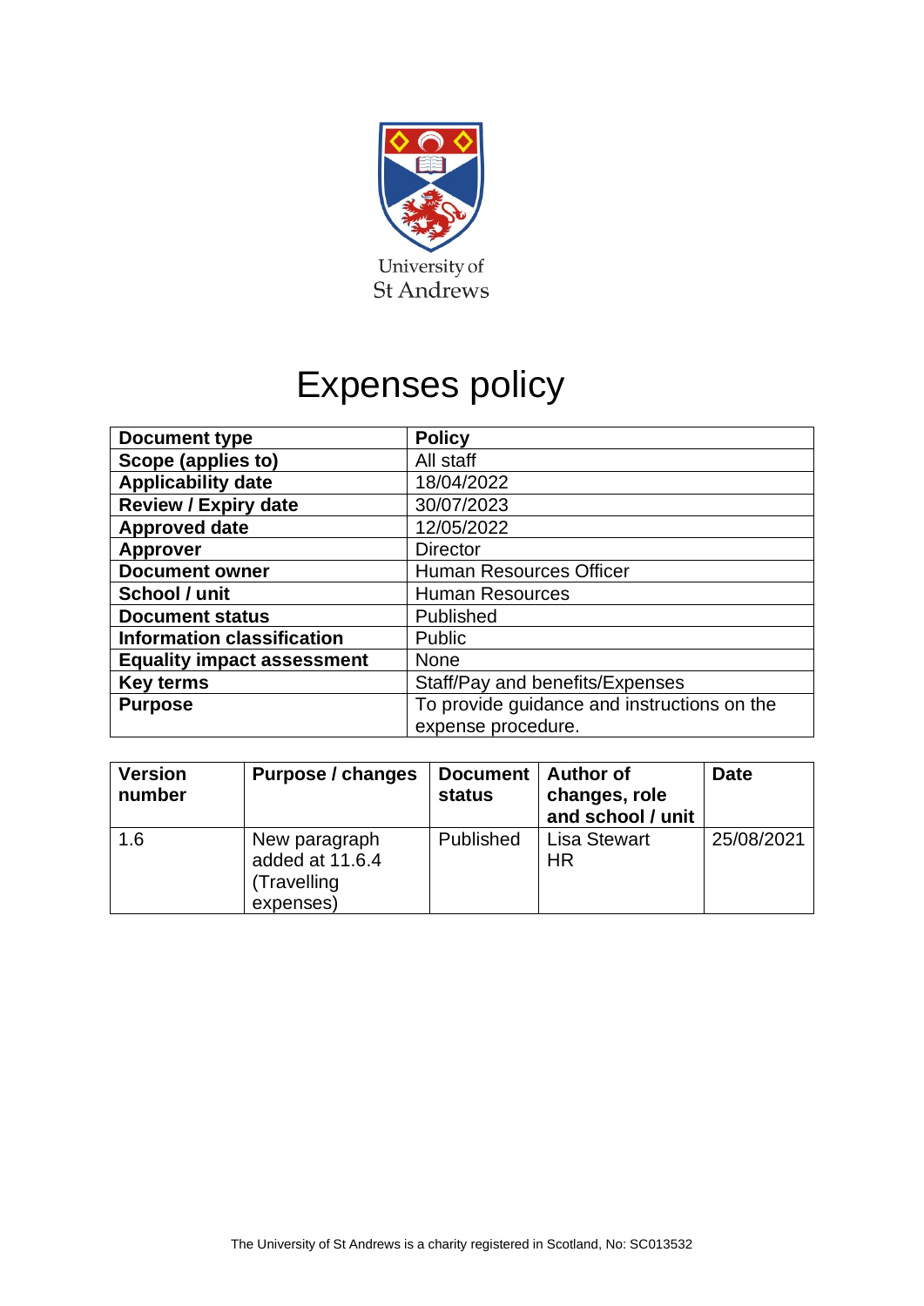University of
St Andrews

# Expenses policy

| Document type | Policy |
|---|---|
| Scope (applies to) | All staff |
| Applicability date | 18/04/2022 |
| Review / Expiry date | 30/07/2023 |
| Approved date | 12/05/2022 |
| Approver | Director |
| Document owner | Human Resources Officer |
| School / unit | Human Resources |
| Document status | Published |
| Information classification | Public |
| Equality impact assessment | None |
| Key terms | Staff/Pay and benefits/Expenses |
| Purpose | To provide guidance and instructions on the expense procedure. |

| Version number | Purpose / changes | Document status | Author of changes, role and school / unit | Date |
|---|---|---|---|---|
| 1.6 | New paragraph added at 11.6.4 (Travelling expenses) | Published | Lisa Stewart HR | 25/08/2021 |

The University of St Andrews is a charity registered in Scotland, No: SC013532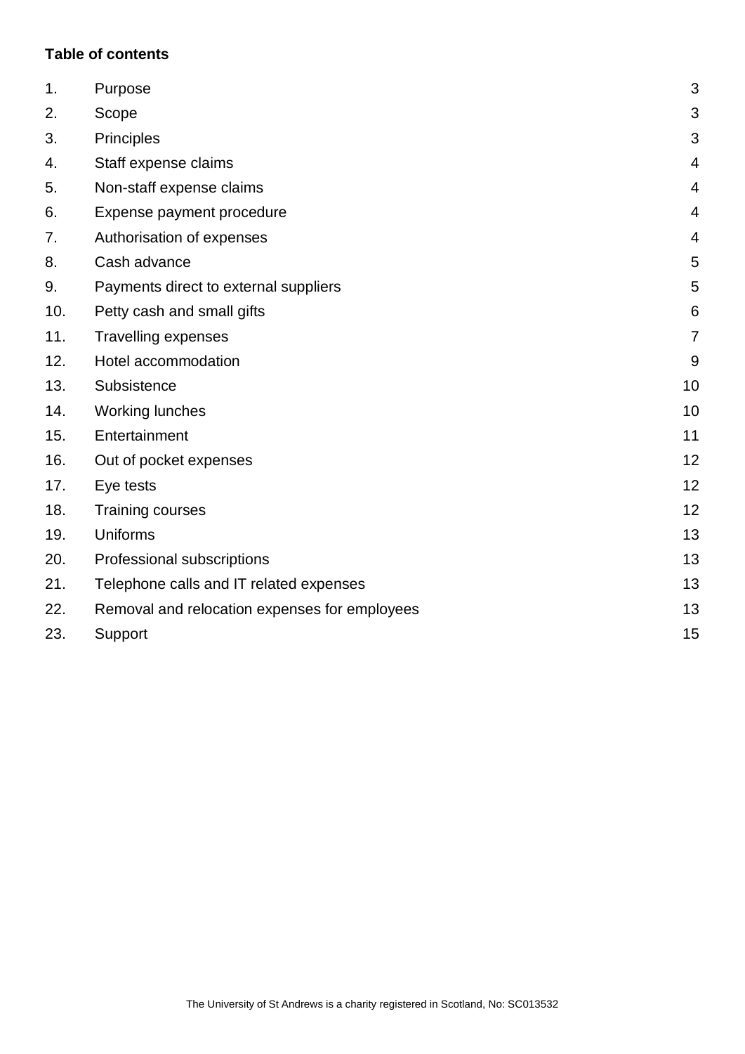**Table of contents**

| | | |
|---|---|---|
| 1. | Purpose | 3 |
| 2. | Scope | 3 |
| 3. | Principles | 3 |
| 4. | Staff expense claims | 4 |
| 5. | Non-staff expense claims | 4 |
| 6. | Expense payment procedure | 4 |
| 7. | Authorisation of expenses | 4 |
| 8. | Cash advance | 5 |
| 9. | Payments direct to external suppliers | 5 |
| 10. | Petty cash and small gifts | 6 |
| 11. | Travelling expenses | 7 |
| 12. | Hotel accommodation | 9 |
| 13. | Subsistence | 10 |
| 14. | Working lunches | 10 |
| 15. | Entertainment | 11 |
| 16. | Out of pocket expenses | 12 |
| 17. | Eye tests | 12 |
| 18. | Training courses | 12 |
| 19. | Uniforms | 13 |
| 20. | Professional subscriptions | 13 |
| 21. | Telephone calls and IT related expenses | 13 |
| 22. | Removal and relocation expenses for employees | 13 |
| 23. | Support | 15 |

The University of St Andrews is a charity registered in Scotland, No: SC013532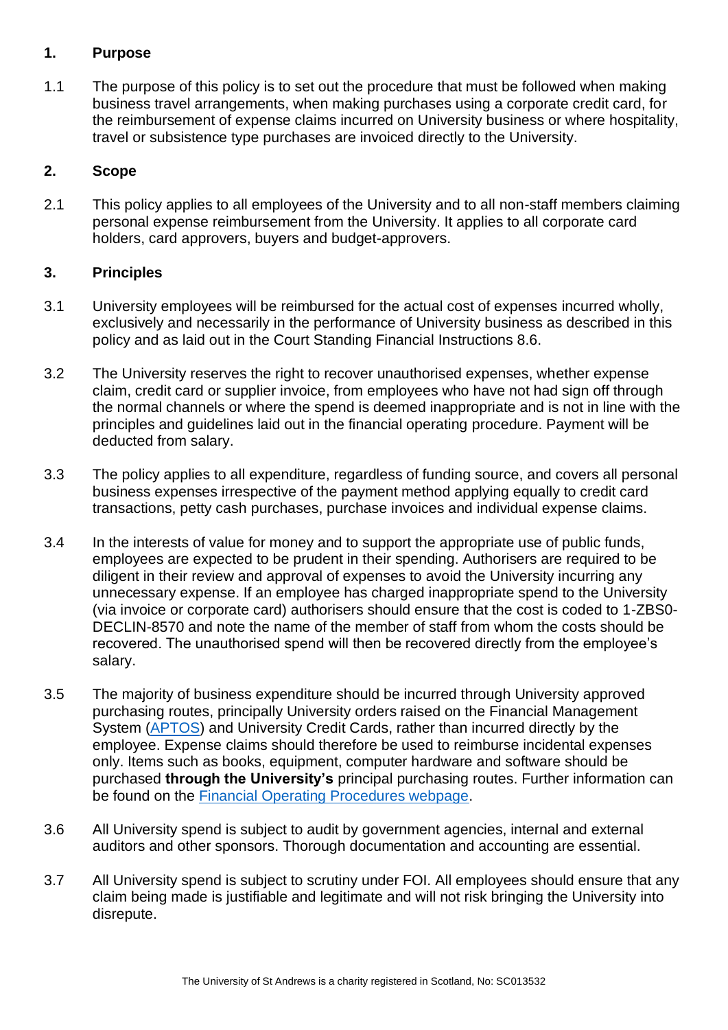## 1. Purpose

1.1 The purpose of this policy is to set out the procedure that must be followed when making business travel arrangements, when making purchases using a corporate credit card, for the reimbursement of expense claims incurred on University business or where hospitality, travel or subsistence type purchases are invoiced directly to the University.

## 2. Scope

2.1 This policy applies to all employees of the University and to all non-staff members claiming personal expense reimbursement from the University. It applies to all corporate card holders, card approvers, buyers and budget-approvers.

## 3. Principles

3.1 University employees will be reimbursed for the actual cost of expenses incurred wholly, exclusively and necessarily in the performance of University business as described in this policy and as laid out in the Court Standing Financial Instructions 8.6.

3.2 The University reserves the right to recover unauthorised expenses, whether expense claim, credit card or supplier invoice, from employees who have not had sign off through the normal channels or where the spend is deemed inappropriate and is not in line with the principles and guidelines laid out in the financial operating procedure. Payment will be deducted from salary.

3.3 The policy applies to all expenditure, regardless of funding source, and covers all personal business expenses irrespective of the payment method applying equally to credit card transactions, petty cash purchases, purchase invoices and individual expense claims.

3.4 In the interests of value for money and to support the appropriate use of public funds, employees are expected to be prudent in their spending. Authorisers are required to be diligent in their review and approval of expenses to avoid the University incurring any unnecessary expense. If an employee has charged inappropriate spend to the University (via invoice or corporate card) authorisers should ensure that the cost is coded to 1-ZBS0-DECLIN-8570 and note the name of the member of staff from whom the costs should be recovered. The unauthorised spend will then be recovered directly from the employee's salary.

3.5 The majority of business expenditure should be incurred through University approved purchasing routes, principally University orders raised on the Financial Management System (APTOS) and University Credit Cards, rather than incurred directly by the employee. Expense claims should therefore be used to reimburse incidental expenses only. Items such as books, equipment, computer hardware and software should be purchased **through the University's** principal purchasing routes. Further information can be found on the Financial Operating Procedures webpage.

3.6 All University spend is subject to audit by government agencies, internal and external auditors and other sponsors. Thorough documentation and accounting are essential.

3.7 All University spend is subject to scrutiny under FOI. All employees should ensure that any claim being made is justifiable and legitimate and will not risk bringing the University into disrepute.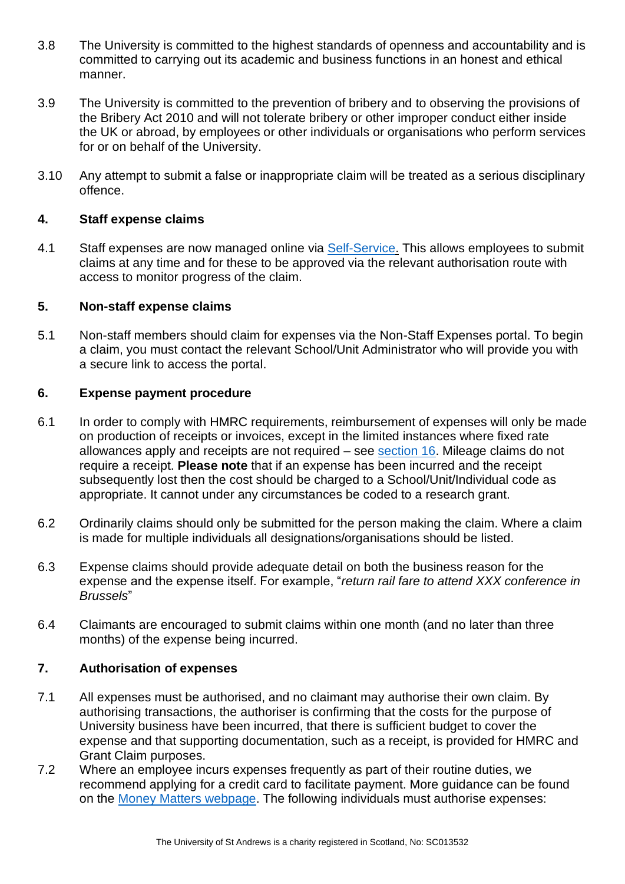3.8 The University is committed to the highest standards of openness and accountability and is committed to carrying out its academic and business functions in an honest and ethical manner.

3.9 The University is committed to the prevention of bribery and to observing the provisions of the Bribery Act 2010 and will not tolerate bribery or other improper conduct either inside the UK or abroad, by employees or other individuals or organisations who perform services for or on behalf of the University.

3.10 Any attempt to submit a false or inappropriate claim will be treated as a serious disciplinary offence.

## 4. Staff expense claims

4.1 Staff expenses are now managed online via Self-Service. This allows employees to submit claims at any time and for these to be approved via the relevant authorisation route with access to monitor progress of the claim.

## 5. Non-staff expense claims

5.1 Non-staff members should claim for expenses via the Non-Staff Expenses portal. To begin a claim, you must contact the relevant School/Unit Administrator who will provide you with a secure link to access the portal.

## 6. Expense payment procedure

6.1 In order to comply with HMRC requirements, reimbursement of expenses will only be made on production of receipts or invoices, except in the limited instances where fixed rate allowances apply and receipts are not required – see section 16. Mileage claims do not require a receipt. **Please note** that if an expense has been incurred and the receipt subsequently lost then the cost should be charged to a School/Unit/Individual code as appropriate. It cannot under any circumstances be coded to a research grant.

6.2 Ordinarily claims should only be submitted for the person making the claim. Where a claim is made for multiple individuals all designations/organisations should be listed.

6.3 Expense claims should provide adequate detail on both the business reason for the expense and the expense itself. For example, "*return rail fare to attend XXX conference in Brussels*"

6.4 Claimants are encouraged to submit claims within one month (and no later than three months) of the expense being incurred.

## 7. Authorisation of expenses

7.1 All expenses must be authorised, and no claimant may authorise their own claim. By authorising transactions, the authoriser is confirming that the costs for the purpose of University business have been incurred, that there is sufficient budget to cover the expense and that supporting documentation, such as a receipt, is provided for HMRC and Grant Claim purposes.

7.2 Where an employee incurs expenses frequently as part of their routine duties, we recommend applying for a credit card to facilitate payment. More guidance can be found on the Money Matters webpage. The following individuals must authorise expenses: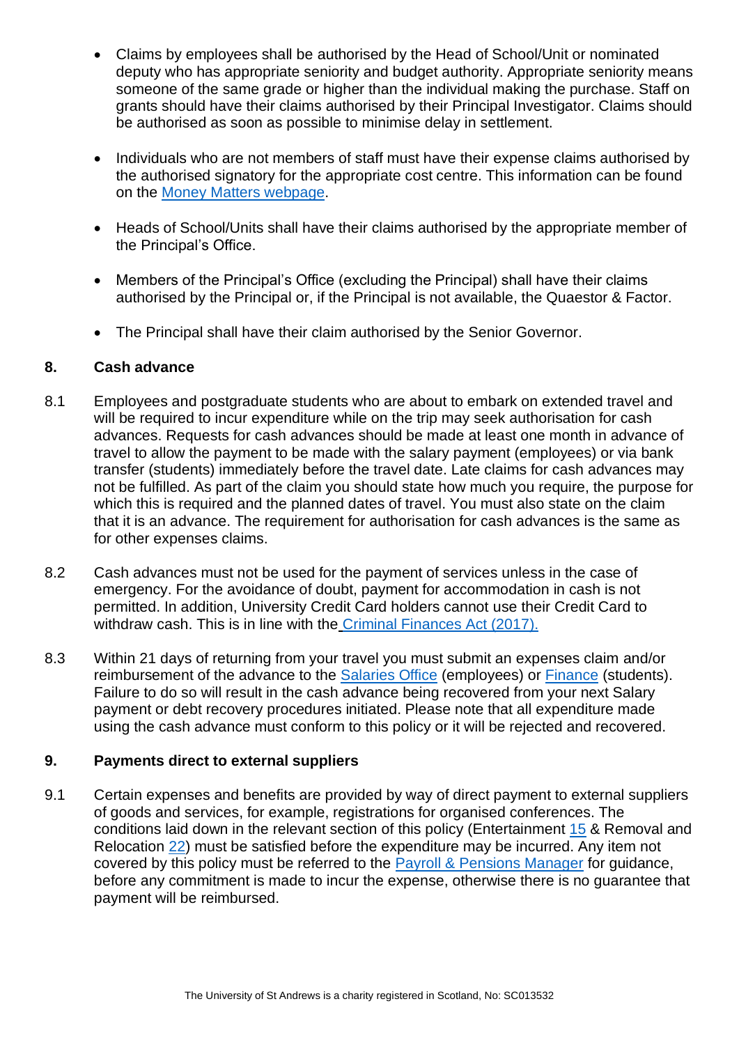- Claims by employees shall be authorised by the Head of School/Unit or nominated deputy who has appropriate seniority and budget authority. Appropriate seniority means someone of the same grade or higher than the individual making the purchase. Staff on grants should have their claims authorised by their Principal Investigator. Claims should be authorised as soon as possible to minimise delay in settlement.

- Individuals who are not members of staff must have their expense claims authorised by the authorised signatory for the appropriate cost centre. This information can be found on the Money Matters webpage.

- Heads of School/Units shall have their claims authorised by the appropriate member of the Principal's Office.

- Members of the Principal's Office (excluding the Principal) shall have their claims authorised by the Principal or, if the Principal is not available, the Quaestor & Factor.

- The Principal shall have their claim authorised by the Senior Governor.

## 8. Cash advance

8.1 Employees and postgraduate students who are about to embark on extended travel and will be required to incur expenditure while on the trip may seek authorisation for cash advances. Requests for cash advances should be made at least one month in advance of travel to allow the payment to be made with the salary payment (employees) or via bank transfer (students) immediately before the travel date. Late claims for cash advances may not be fulfilled. As part of the claim you should state how much you require, the purpose for which this is required and the planned dates of travel. You must also state on the claim that it is an advance. The requirement for authorisation for cash advances is the same as for other expenses claims.

8.2 Cash advances must not be used for the payment of services unless in the case of emergency. For the avoidance of doubt, payment for accommodation in cash is not permitted. In addition, University Credit Card holders cannot use their Credit Card to withdraw cash. This is in line with the Criminal Finances Act (2017).

8.3 Within 21 days of returning from your travel you must submit an expenses claim and/or reimbursement of the advance to the Salaries Office (employees) or Finance (students). Failure to do so will result in the cash advance being recovered from your next Salary payment or debt recovery procedures initiated. Please note that all expenditure made using the cash advance must conform to this policy or it will be rejected and recovered.

## 9. Payments direct to external suppliers

9.1 Certain expenses and benefits are provided by way of direct payment to external suppliers of goods and services, for example, registrations for organised conferences. The conditions laid down in the relevant section of this policy (Entertainment 15 & Removal and Relocation 22) must be satisfied before the expenditure may be incurred. Any item not covered by this policy must be referred to the Payroll & Pensions Manager for guidance, before any commitment is made to incur the expense, otherwise there is no guarantee that payment will be reimbursed.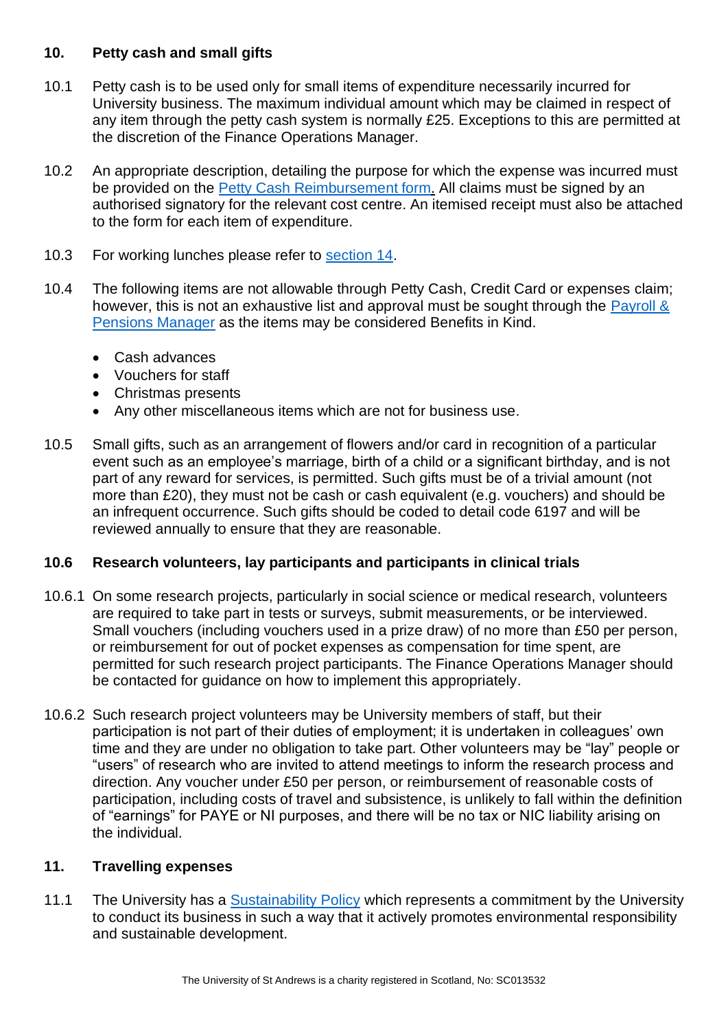## 10. Petty cash and small gifts

10.1 Petty cash is to be used only for small items of expenditure necessarily incurred for University business. The maximum individual amount which may be claimed in respect of any item through the petty cash system is normally £25. Exceptions to this are permitted at the discretion of the Finance Operations Manager.

10.2 An appropriate description, detailing the purpose for which the expense was incurred must be provided on the Petty Cash Reimbursement form. All claims must be signed by an authorised signatory for the relevant cost centre. An itemised receipt must also be attached to the form for each item of expenditure.

10.3 For working lunches please refer to section 14.

10.4 The following items are not allowable through Petty Cash, Credit Card or expenses claim; however, this is not an exhaustive list and approval must be sought through the Payroll & Pensions Manager as the items may be considered Benefits in Kind.

- Cash advances
- Vouchers for staff
- Christmas presents
- Any other miscellaneous items which are not for business use.

10.5 Small gifts, such as an arrangement of flowers and/or card in recognition of a particular event such as an employee's marriage, birth of a child or a significant birthday, and is not part of any reward for services, is permitted. Such gifts must be of a trivial amount (not more than £20), they must not be cash or cash equivalent (e.g. vouchers) and should be an infrequent occurrence. Such gifts should be coded to detail code 6197 and will be reviewed annually to ensure that they are reasonable.

### 10.6 Research volunteers, lay participants and participants in clinical trials

10.6.1 On some research projects, particularly in social science or medical research, volunteers are required to take part in tests or surveys, submit measurements, or be interviewed. Small vouchers (including vouchers used in a prize draw) of no more than £50 per person, or reimbursement for out of pocket expenses as compensation for time spent, are permitted for such research project participants. The Finance Operations Manager should be contacted for guidance on how to implement this appropriately.

10.6.2 Such research project volunteers may be University members of staff, but their participation is not part of their duties of employment; it is undertaken in colleagues' own time and they are under no obligation to take part. Other volunteers may be "lay" people or "users" of research who are invited to attend meetings to inform the research process and direction. Any voucher under £50 per person, or reimbursement of reasonable costs of participation, including costs of travel and subsistence, is unlikely to fall within the definition of "earnings" for PAYE or NI purposes, and there will be no tax or NIC liability arising on the individual.

## 11. Travelling expenses

11.1 The University has a Sustainability Policy which represents a commitment by the University to conduct its business in such a way that it actively promotes environmental responsibility and sustainable development.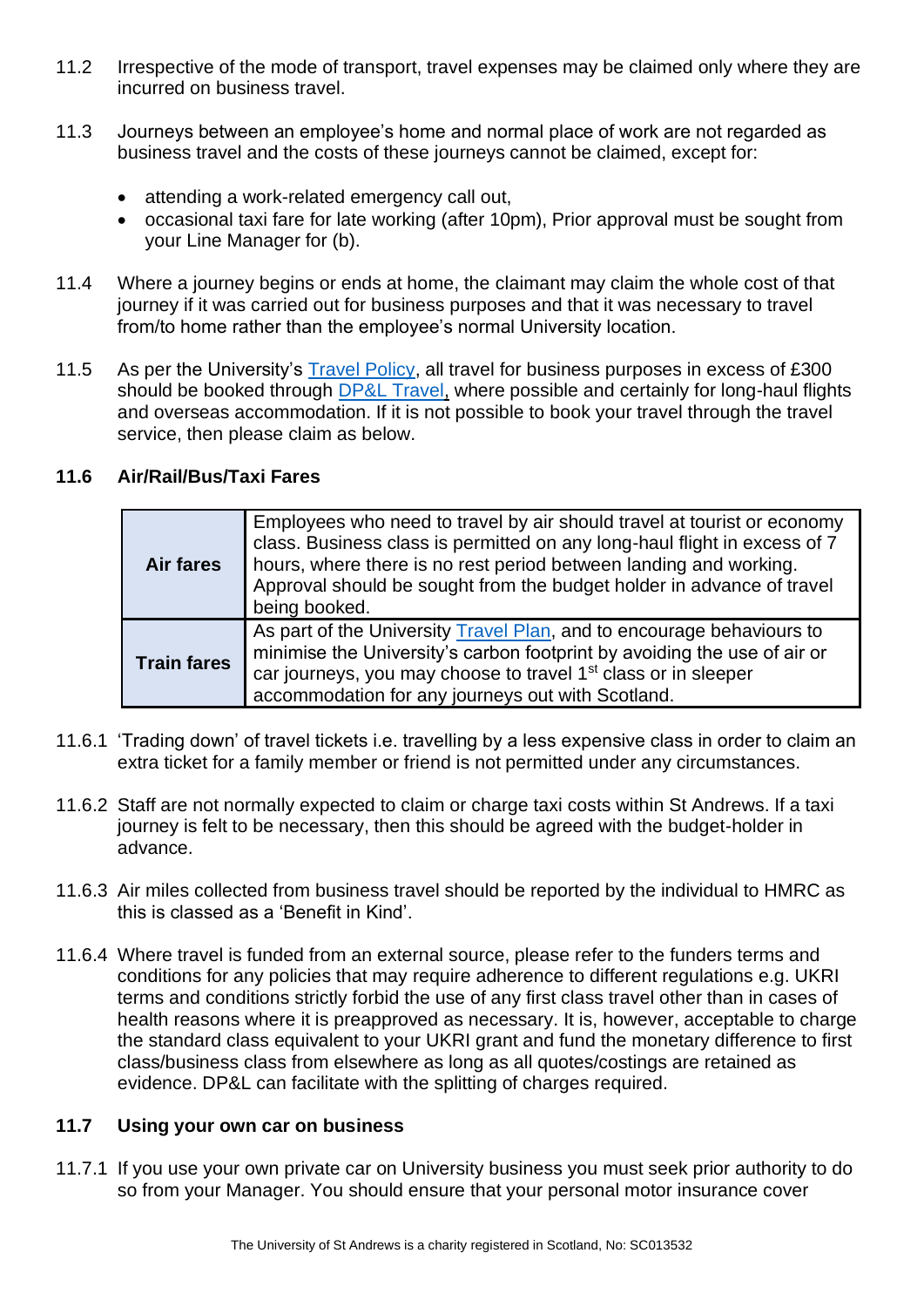11.2 Irrespective of the mode of transport, travel expenses may be claimed only where they are incurred on business travel.

11.3 Journeys between an employee's home and normal place of work are not regarded as business travel and the costs of these journeys cannot be claimed, except for:

- attending a work-related emergency call out,
- occasional taxi fare for late working (after 10pm), Prior approval must be sought from your Line Manager for (b).

11.4 Where a journey begins or ends at home, the claimant may claim the whole cost of that journey if it was carried out for business purposes and that it was necessary to travel from/to home rather than the employee's normal University location.

11.5 As per the University's Travel Policy, all travel for business purposes in excess of £300 should be booked through DP&L Travel, where possible and certainly for long-haul flights and overseas accommodation. If it is not possible to book your travel through the travel service, then please claim as below.

### 11.6 Air/Rail/Bus/Taxi Fares

| | |
|---|---|
| **Air fares** | Employees who need to travel by air should travel at tourist or economy class. Business class is permitted on any long-haul flight in excess of 7 hours, where there is no rest period between landing and working. Approval should be sought from the budget holder in advance of travel being booked. |
| **Train fares** | As part of the University Travel Plan, and to encourage behaviours to minimise the University's carbon footprint by avoiding the use of air or car journeys, you may choose to travel 1st class or in sleeper accommodation for any journeys out with Scotland. |

11.6.1 'Trading down' of travel tickets i.e. travelling by a less expensive class in order to claim an extra ticket for a family member or friend is not permitted under any circumstances.

11.6.2 Staff are not normally expected to claim or charge taxi costs within St Andrews. If a taxi journey is felt to be necessary, then this should be agreed with the budget-holder in advance.

11.6.3 Air miles collected from business travel should be reported by the individual to HMRC as this is classed as a 'Benefit in Kind'.

11.6.4 Where travel is funded from an external source, please refer to the funders terms and conditions for any policies that may require adherence to different regulations e.g. UKRI terms and conditions strictly forbid the use of any first class travel other than in cases of health reasons where it is preapproved as necessary. It is, however, acceptable to charge the standard class equivalent to your UKRI grant and fund the monetary difference to first class/business class from elsewhere as long as all quotes/costings are retained as evidence. DP&L can facilitate with the splitting of charges required.

### 11.7 Using your own car on business

11.7.1 If you use your own private car on University business you must seek prior authority to do so from your Manager. You should ensure that your personal motor insurance cover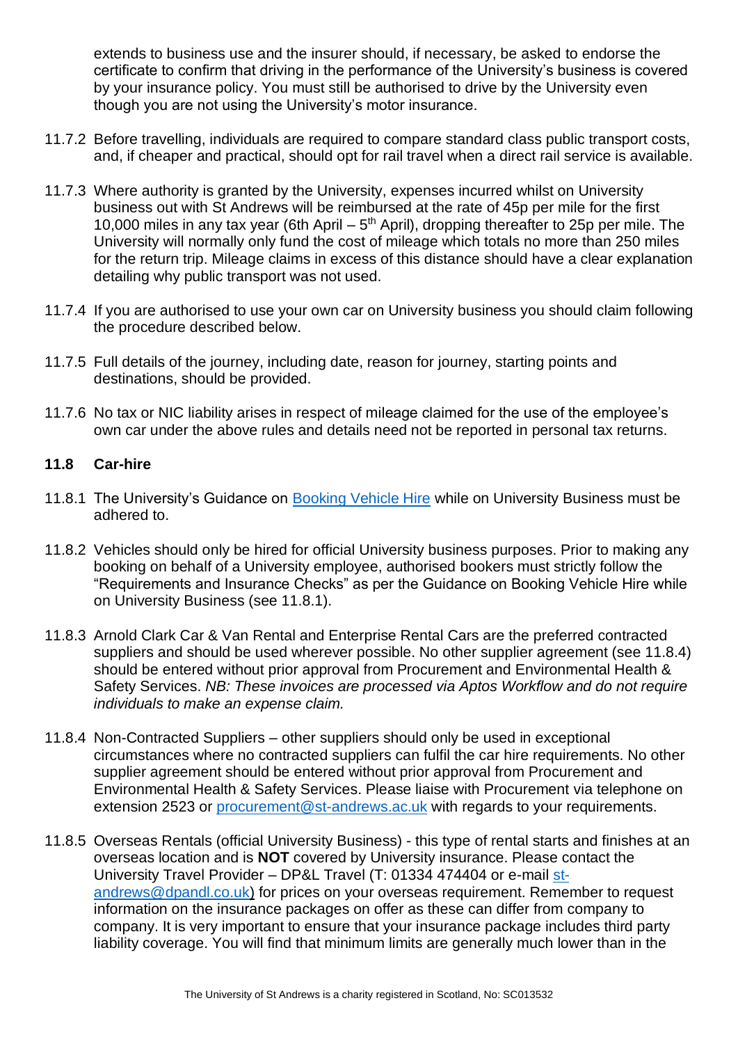extends to business use and the insurer should, if necessary, be asked to endorse the certificate to confirm that driving in the performance of the University's business is covered by your insurance policy. You must still be authorised to drive by the University even though you are not using the University's motor insurance.

11.7.2 Before travelling, individuals are required to compare standard class public transport costs, and, if cheaper and practical, should opt for rail travel when a direct rail service is available.

11.7.3 Where authority is granted by the University, expenses incurred whilst on University business out with St Andrews will be reimbursed at the rate of 45p per mile for the first 10,000 miles in any tax year (6th April – 5th April), dropping thereafter to 25p per mile. The University will normally only fund the cost of mileage which totals no more than 250 miles for the return trip. Mileage claims in excess of this distance should have a clear explanation detailing why public transport was not used.

11.7.4 If you are authorised to use your own car on University business you should claim following the procedure described below.

11.7.5 Full details of the journey, including date, reason for journey, starting points and destinations, should be provided.

11.7.6 No tax or NIC liability arises in respect of mileage claimed for the use of the employee's own car under the above rules and details need not be reported in personal tax returns.

### 11.8 Car-hire

11.8.1 The University's Guidance on [Booking Vehicle Hire] while on University Business must be adhered to.

11.8.2 Vehicles should only be hired for official University business purposes. Prior to making any booking on behalf of a University employee, authorised bookers must strictly follow the "Requirements and Insurance Checks" as per the Guidance on Booking Vehicle Hire while on University Business (see 11.8.1).

11.8.3 Arnold Clark Car & Van Rental and Enterprise Rental Cars are the preferred contracted suppliers and should be used wherever possible. No other supplier agreement (see 11.8.4) should be entered without prior approval from Procurement and Environmental Health & Safety Services. *NB: These invoices are processed via Aptos Workflow and do not require individuals to make an expense claim.*

11.8.4 Non-Contracted Suppliers – other suppliers should only be used in exceptional circumstances where no contracted suppliers can fulfil the car hire requirements. No other supplier agreement should be entered without prior approval from Procurement and Environmental Health & Safety Services. Please liaise with Procurement via telephone on extension 2523 or procurement@st-andrews.ac.uk with regards to your requirements.

11.8.5 Overseas Rentals (official University Business) - this type of rental starts and finishes at an overseas location and is **NOT** covered by University insurance. Please contact the University Travel Provider – DP&L Travel (T: 01334 474404 or e-mail st-andrews@dpandl.co.uk) for prices on your overseas requirement. Remember to request information on the insurance packages on offer as these can differ from company to company. It is very important to ensure that your insurance package includes third party liability coverage. You will find that minimum limits are generally much lower than in the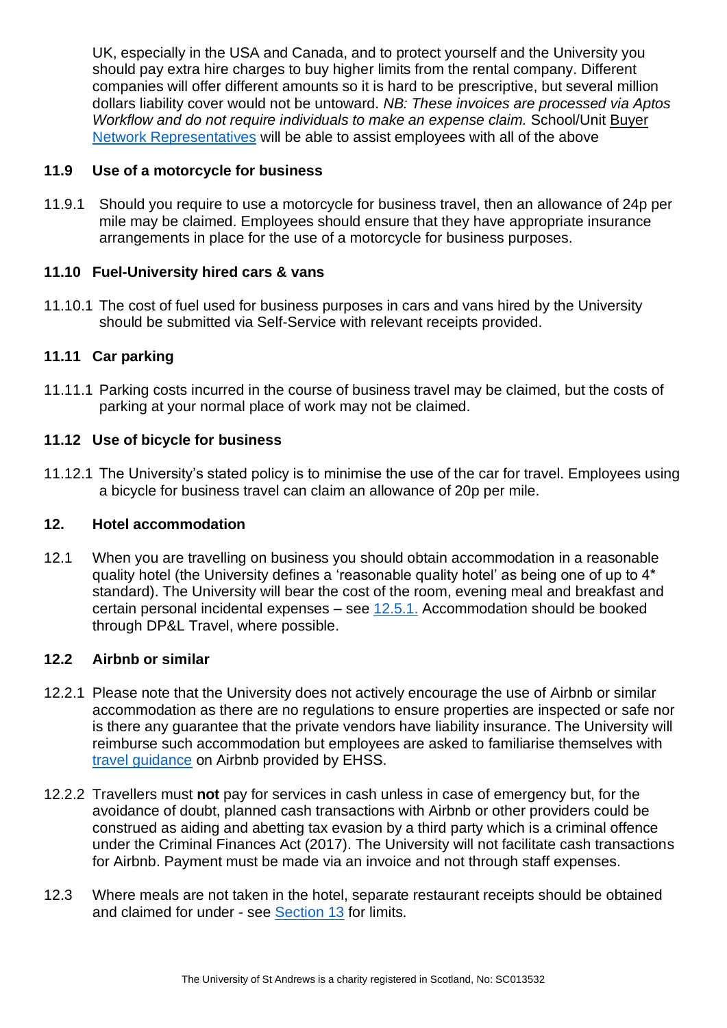UK, especially in the USA and Canada, and to protect yourself and the University you should pay extra hire charges to buy higher limits from the rental company. Different companies will offer different amounts so it is hard to be prescriptive, but several million dollars liability cover would not be untoward. *NB: These invoices are processed via Aptos Workflow and do not require individuals to make an expense claim.* School/Unit Buyer Network Representatives will be able to assist employees with all of the above

### 11.9 Use of a motorcycle for business

11.9.1 Should you require to use a motorcycle for business travel, then an allowance of 24p per mile may be claimed. Employees should ensure that they have appropriate insurance arrangements in place for the use of a motorcycle for business purposes.

### 11.10 Fuel-University hired cars & vans

11.10.1 The cost of fuel used for business purposes in cars and vans hired by the University should be submitted via Self-Service with relevant receipts provided.

### 11.11 Car parking

11.11.1 Parking costs incurred in the course of business travel may be claimed, but the costs of parking at your normal place of work may not be claimed.

### 11.12 Use of bicycle for business

11.12.1 The University's stated policy is to minimise the use of the car for travel. Employees using a bicycle for business travel can claim an allowance of 20p per mile.

## 12. Hotel accommodation

12.1 When you are travelling on business you should obtain accommodation in a reasonable quality hotel (the University defines a 'reasonable quality hotel' as being one of up to 4* standard). The University will bear the cost of the room, evening meal and breakfast and certain personal incidental expenses – see 12.5.1. Accommodation should be booked through DP&L Travel, where possible.

### 12.2 Airbnb or similar

12.2.1 Please note that the University does not actively encourage the use of Airbnb or similar accommodation as there are no regulations to ensure properties are inspected or safe nor is there any guarantee that the private vendors have liability insurance. The University will reimburse such accommodation but employees are asked to familiarise themselves with travel guidance on Airbnb provided by EHSS.

12.2.2 Travellers must **not** pay for services in cash unless in case of emergency but, for the avoidance of doubt, planned cash transactions with Airbnb or other providers could be construed as aiding and abetting tax evasion by a third party which is a criminal offence under the Criminal Finances Act (2017). The University will not facilitate cash transactions for Airbnb. Payment must be made via an invoice and not through staff expenses.

12.3 Where meals are not taken in the hotel, separate restaurant receipts should be obtained and claimed for under - see Section 13 for limits.

The University of St Andrews is a charity registered in Scotland, No: SC013532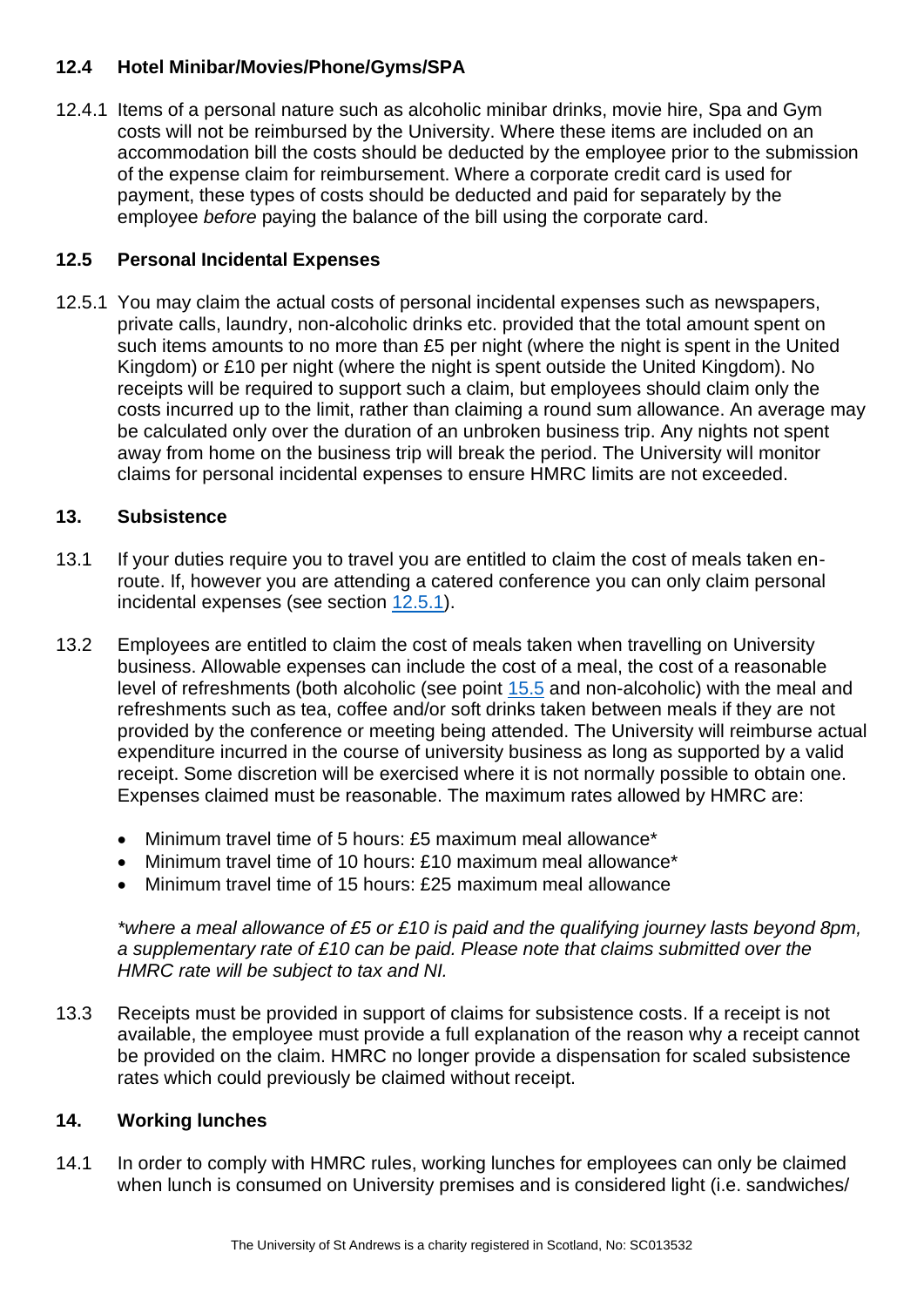### 12.4 Hotel Minibar/Movies/Phone/Gyms/SPA

12.4.1 Items of a personal nature such as alcoholic minibar drinks, movie hire, Spa and Gym costs will not be reimbursed by the University. Where these items are included on an accommodation bill the costs should be deducted by the employee prior to the submission of the expense claim for reimbursement. Where a corporate credit card is used for payment, these types of costs should be deducted and paid for separately by the employee *before* paying the balance of the bill using the corporate card.

### 12.5 Personal Incidental Expenses

12.5.1 You may claim the actual costs of personal incidental expenses such as newspapers, private calls, laundry, non-alcoholic drinks etc. provided that the total amount spent on such items amounts to no more than £5 per night (where the night is spent in the United Kingdom) or £10 per night (where the night is spent outside the United Kingdom). No receipts will be required to support such a claim, but employees should claim only the costs incurred up to the limit, rather than claiming a round sum allowance. An average may be calculated only over the duration of an unbroken business trip. Any nights not spent away from home on the business trip will break the period. The University will monitor claims for personal incidental expenses to ensure HMRC limits are not exceeded.

## 13. Subsistence

13.1 If your duties require you to travel you are entitled to claim the cost of meals taken en-route. If, however you are attending a catered conference you can only claim personal incidental expenses (see section 12.5.1).

13.2 Employees are entitled to claim the cost of meals taken when travelling on University business. Allowable expenses can include the cost of a meal, the cost of a reasonable level of refreshments (both alcoholic (see point 15.5 and non-alcoholic) with the meal and refreshments such as tea, coffee and/or soft drinks taken between meals if they are not provided by the conference or meeting being attended. The University will reimburse actual expenditure incurred in the course of university business as long as supported by a valid receipt. Some discretion will be exercised where it is not normally possible to obtain one. Expenses claimed must be reasonable. The maximum rates allowed by HMRC are:

- Minimum travel time of 5 hours: £5 maximum meal allowance*
- Minimum travel time of 10 hours: £10 maximum meal allowance*
- Minimum travel time of 15 hours: £25 maximum meal allowance

*\*where a meal allowance of £5 or £10 is paid and the qualifying journey lasts beyond 8pm, a supplementary rate of £10 can be paid. Please note that claims submitted over the HMRC rate will be subject to tax and NI.*

13.3 Receipts must be provided in support of claims for subsistence costs. If a receipt is not available, the employee must provide a full explanation of the reason why a receipt cannot be provided on the claim. HMRC no longer provide a dispensation for scaled subsistence rates which could previously be claimed without receipt.

## 14. Working lunches

14.1 In order to comply with HMRC rules, working lunches for employees can only be claimed when lunch is consumed on University premises and is considered light (i.e. sandwiches/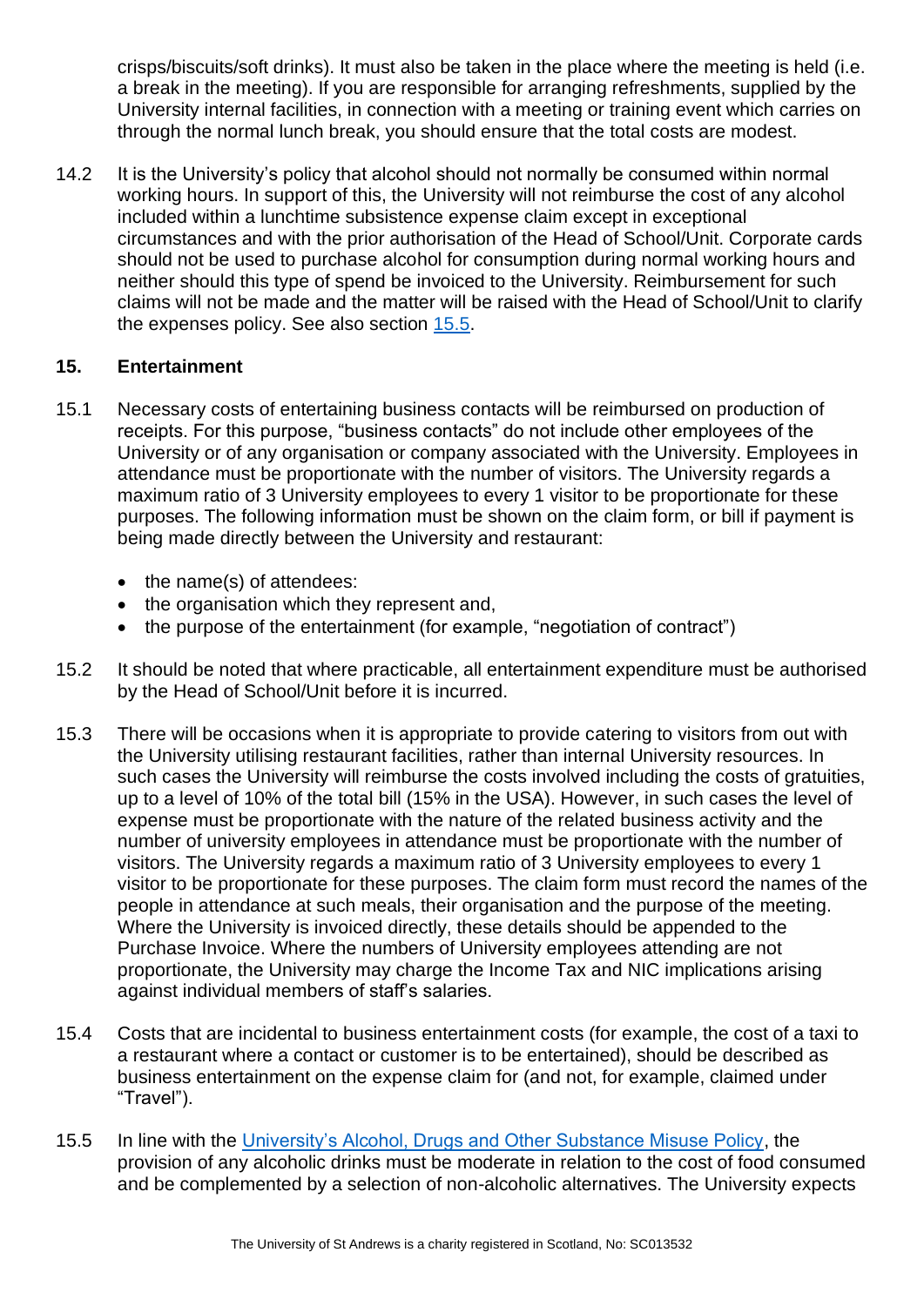crisps/biscuits/soft drinks). It must also be taken in the place where the meeting is held (i.e. a break in the meeting). If you are responsible for arranging refreshments, supplied by the University internal facilities, in connection with a meeting or training event which carries on through the normal lunch break, you should ensure that the total costs are modest.

14.2 It is the University's policy that alcohol should not normally be consumed within normal working hours. In support of this, the University will not reimburse the cost of any alcohol included within a lunchtime subsistence expense claim except in exceptional circumstances and with the prior authorisation of the Head of School/Unit. Corporate cards should not be used to purchase alcohol for consumption during normal working hours and neither should this type of spend be invoiced to the University. Reimbursement for such claims will not be made and the matter will be raised with the Head of School/Unit to clarify the expenses policy. See also section 15.5.

## 15. Entertainment

15.1 Necessary costs of entertaining business contacts will be reimbursed on production of receipts. For this purpose, "business contacts" do not include other employees of the University or of any organisation or company associated with the University. Employees in attendance must be proportionate with the number of visitors. The University regards a maximum ratio of 3 University employees to every 1 visitor to be proportionate for these purposes. The following information must be shown on the claim form, or bill if payment is being made directly between the University and restaurant:

- the name(s) of attendees:
- the organisation which they represent and,
- the purpose of the entertainment (for example, "negotiation of contract")

15.2 It should be noted that where practicable, all entertainment expenditure must be authorised by the Head of School/Unit before it is incurred.

15.3 There will be occasions when it is appropriate to provide catering to visitors from out with the University utilising restaurant facilities, rather than internal University resources. In such cases the University will reimburse the costs involved including the costs of gratuities, up to a level of 10% of the total bill (15% in the USA). However, in such cases the level of expense must be proportionate with the nature of the related business activity and the number of university employees in attendance must be proportionate with the number of visitors. The University regards a maximum ratio of 3 University employees to every 1 visitor to be proportionate for these purposes. The claim form must record the names of the people in attendance at such meals, their organisation and the purpose of the meeting. Where the University is invoiced directly, these details should be appended to the Purchase Invoice. Where the numbers of University employees attending are not proportionate, the University may charge the Income Tax and NIC implications arising against individual members of staff's salaries.

15.4 Costs that are incidental to business entertainment costs (for example, the cost of a taxi to a restaurant where a contact or customer is to be entertained), should be described as business entertainment on the expense claim for (and not, for example, claimed under "Travel").

15.5 In line with the University's Alcohol, Drugs and Other Substance Misuse Policy, the provision of any alcoholic drinks must be moderate in relation to the cost of food consumed and be complemented by a selection of non-alcoholic alternatives. The University expects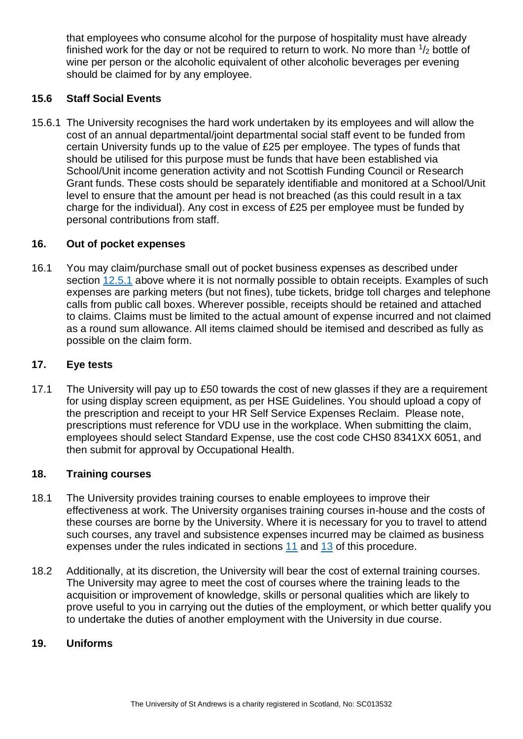that employees who consume alcohol for the purpose of hospitality must have already finished work for the day or not be required to return to work. No more than $^1/_2$ bottle of wine per person or the alcoholic equivalent of other alcoholic beverages per evening should be claimed for by any employee.

### 15.6 Staff Social Events

15.6.1 The University recognises the hard work undertaken by its employees and will allow the cost of an annual departmental/joint departmental social staff event to be funded from certain University funds up to the value of £25 per employee. The types of funds that should be utilised for this purpose must be funds that have been established via School/Unit income generation activity and not Scottish Funding Council or Research Grant funds. These costs should be separately identifiable and monitored at a School/Unit level to ensure that the amount per head is not breached (as this could result in a tax charge for the individual). Any cost in excess of £25 per employee must be funded by personal contributions from staff.

## 16. Out of pocket expenses

16.1 You may claim/purchase small out of pocket business expenses as described under section 12.5.1 above where it is not normally possible to obtain receipts. Examples of such expenses are parking meters (but not fines), tube tickets, bridge toll charges and telephone calls from public call boxes. Wherever possible, receipts should be retained and attached to claims. Claims must be limited to the actual amount of expense incurred and not claimed as a round sum allowance. All items claimed should be itemised and described as fully as possible on the claim form.

## 17. Eye tests

17.1 The University will pay up to £50 towards the cost of new glasses if they are a requirement for using display screen equipment, as per HSE Guidelines. You should upload a copy of the prescription and receipt to your HR Self Service Expenses Reclaim. Please note, prescriptions must reference for VDU use in the workplace. When submitting the claim, employees should select Standard Expense, use the cost code CHS0 8341XX 6051, and then submit for approval by Occupational Health.

## 18. Training courses

18.1 The University provides training courses to enable employees to improve their effectiveness at work. The University organises training courses in-house and the costs of these courses are borne by the University. Where it is necessary for you to travel to attend such courses, any travel and subsistence expenses incurred may be claimed as business expenses under the rules indicated in sections 11 and 13 of this procedure.

18.2 Additionally, at its discretion, the University will bear the cost of external training courses. The University may agree to meet the cost of courses where the training leads to the acquisition or improvement of knowledge, skills or personal qualities which are likely to prove useful to you in carrying out the duties of the employment, or which better qualify you to undertake the duties of another employment with the University in due course.

## 19. Uniforms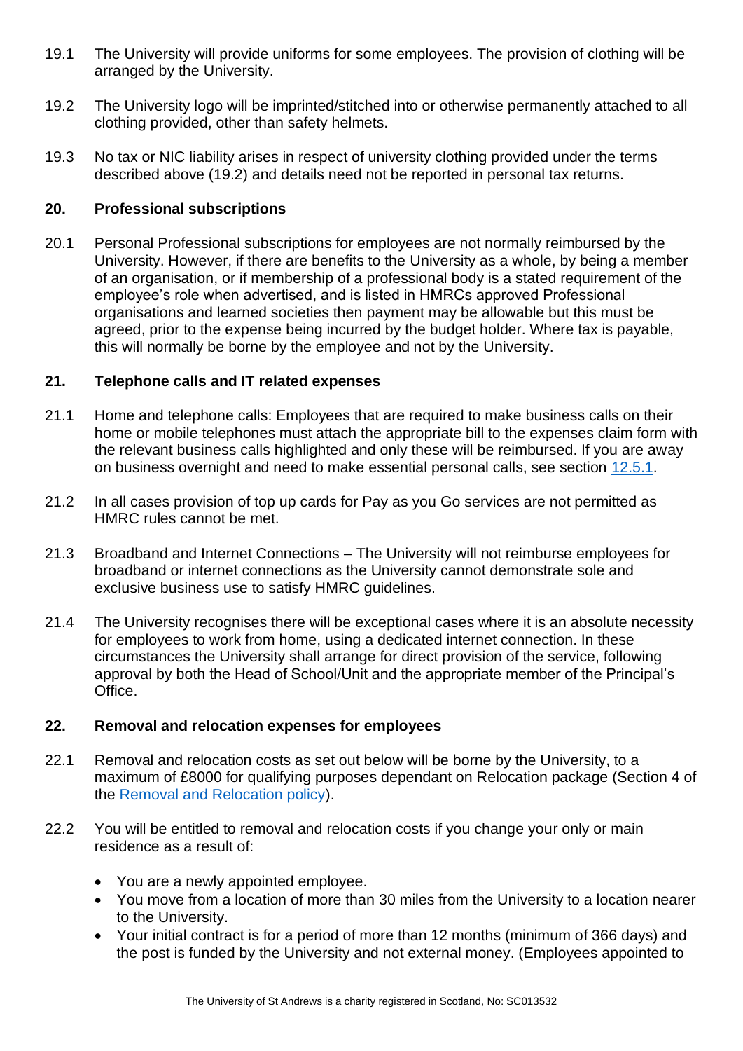19.1 The University will provide uniforms for some employees. The provision of clothing will be arranged by the University.

19.2 The University logo will be imprinted/stitched into or otherwise permanently attached to all clothing provided, other than safety helmets.

19.3 No tax or NIC liability arises in respect of university clothing provided under the terms described above (19.2) and details need not be reported in personal tax returns.

## 20. Professional subscriptions

20.1 Personal Professional subscriptions for employees are not normally reimbursed by the University. However, if there are benefits to the University as a whole, by being a member of an organisation, or if membership of a professional body is a stated requirement of the employee's role when advertised, and is listed in HMRCs approved Professional organisations and learned societies then payment may be allowable but this must be agreed, prior to the expense being incurred by the budget holder. Where tax is payable, this will normally be borne by the employee and not by the University.

## 21. Telephone calls and IT related expenses

21.1 Home and telephone calls: Employees that are required to make business calls on their home or mobile telephones must attach the appropriate bill to the expenses claim form with the relevant business calls highlighted and only these will be reimbursed. If you are away on business overnight and need to make essential personal calls, see section [12.5.1](#).

21.2 In all cases provision of top up cards for Pay as you Go services are not permitted as HMRC rules cannot be met.

21.3 Broadband and Internet Connections – The University will not reimburse employees for broadband or internet connections as the University cannot demonstrate sole and exclusive business use to satisfy HMRC guidelines.

21.4 The University recognises there will be exceptional cases where it is an absolute necessity for employees to work from home, using a dedicated internet connection. In these circumstances the University shall arrange for direct provision of the service, following approval by both the Head of School/Unit and the appropriate member of the Principal's Office.

## 22. Removal and relocation expenses for employees

22.1 Removal and relocation costs as set out below will be borne by the University, to a maximum of £8000 for qualifying purposes dependant on Relocation package (Section 4 of the [Removal and Relocation policy](#)).

22.2 You will be entitled to removal and relocation costs if you change your only or main residence as a result of:

- You are a newly appointed employee.
- You move from a location of more than 30 miles from the University to a location nearer to the University.
- Your initial contract is for a period of more than 12 months (minimum of 366 days) and the post is funded by the University and not external money. (Employees appointed to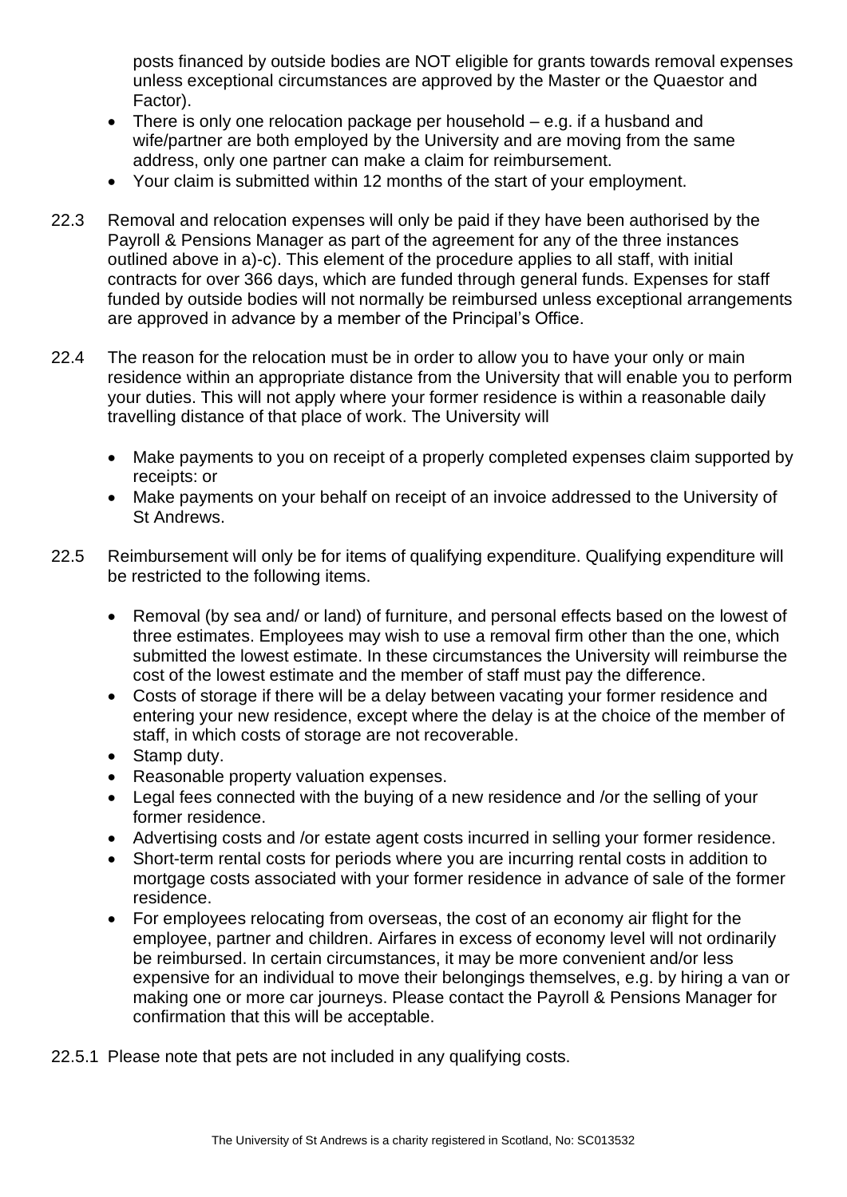posts financed by outside bodies are NOT eligible for grants towards removal expenses unless exceptional circumstances are approved by the Master or the Quaestor and Factor).

- There is only one relocation package per household – e.g. if a husband and wife/partner are both employed by the University and are moving from the same address, only one partner can make a claim for reimbursement.
- Your claim is submitted within 12 months of the start of your employment.

22.3 Removal and relocation expenses will only be paid if they have been authorised by the Payroll & Pensions Manager as part of the agreement for any of the three instances outlined above in a)-c). This element of the procedure applies to all staff, with initial contracts for over 366 days, which are funded through general funds. Expenses for staff funded by outside bodies will not normally be reimbursed unless exceptional arrangements are approved in advance by a member of the Principal's Office.

22.4 The reason for the relocation must be in order to allow you to have your only or main residence within an appropriate distance from the University that will enable you to perform your duties. This will not apply where your former residence is within a reasonable daily travelling distance of that place of work. The University will

- Make payments to you on receipt of a properly completed expenses claim supported by receipts: or
- Make payments on your behalf on receipt of an invoice addressed to the University of St Andrews.

22.5 Reimbursement will only be for items of qualifying expenditure. Qualifying expenditure will be restricted to the following items.

- Removal (by sea and/ or land) of furniture, and personal effects based on the lowest of three estimates. Employees may wish to use a removal firm other than the one, which submitted the lowest estimate. In these circumstances the University will reimburse the cost of the lowest estimate and the member of staff must pay the difference.
- Costs of storage if there will be a delay between vacating your former residence and entering your new residence, except where the delay is at the choice of the member of staff, in which costs of storage are not recoverable.
- Stamp duty.
- Reasonable property valuation expenses.
- Legal fees connected with the buying of a new residence and /or the selling of your former residence.
- Advertising costs and /or estate agent costs incurred in selling your former residence.
- Short-term rental costs for periods where you are incurring rental costs in addition to mortgage costs associated with your former residence in advance of sale of the former residence.
- For employees relocating from overseas, the cost of an economy air flight for the employee, partner and children. Airfares in excess of economy level will not ordinarily be reimbursed. In certain circumstances, it may be more convenient and/or less expensive for an individual to move their belongings themselves, e.g. by hiring a van or making one or more car journeys. Please contact the Payroll & Pensions Manager for confirmation that this will be acceptable.

22.5.1 Please note that pets are not included in any qualifying costs.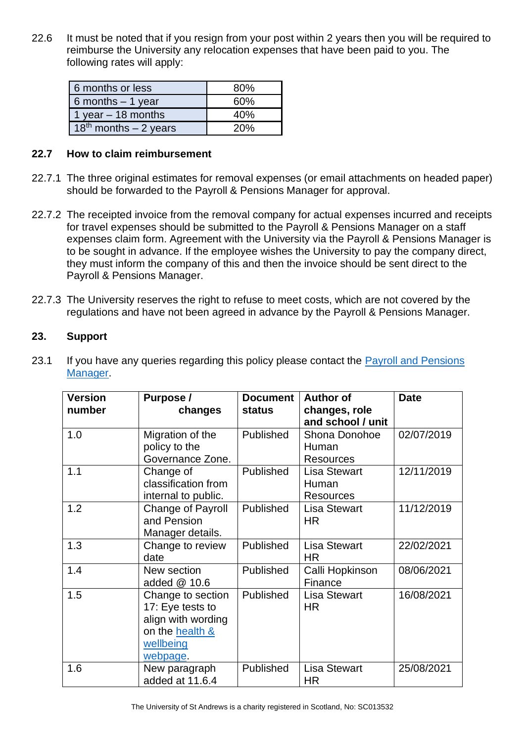22.6 It must be noted that if you resign from your post within 2 years then you will be required to reimburse the University any relocation expenses that have been paid to you. The following rates will apply:

| 6 months or less | 80% |
|---|---|
| 6 months – 1 year | 60% |
| 1 year – 18 months | 40% |
| 18th months – 2 years | 20% |

## 22.7 How to claim reimbursement

22.7.1 The three original estimates for removal expenses (or email attachments on headed paper) should be forwarded to the Payroll & Pensions Manager for approval.

22.7.2 The receipted invoice from the removal company for actual expenses incurred and receipts for travel expenses should be submitted to the Payroll & Pensions Manager on a staff expenses claim form. Agreement with the University via the Payroll & Pensions Manager is to be sought in advance. If the employee wishes the University to pay the company direct, they must inform the company of this and then the invoice should be sent direct to the Payroll & Pensions Manager.

22.7.3 The University reserves the right to refuse to meet costs, which are not covered by the regulations and have not been agreed in advance by the Payroll & Pensions Manager.

## 23. Support

23.1 If you have any queries regarding this policy please contact the Payroll and Pensions Manager.

| Version number | Purpose / changes | Document status | Author of changes, role and school / unit | Date |
|---|---|---|---|---|
| 1.0 | Migration of the policy to the Governance Zone. | Published | Shona Donohoe Human Resources | 02/07/2019 |
| 1.1 | Change of classification from internal to public. | Published | Lisa Stewart Human Resources | 12/11/2019 |
| 1.2 | Change of Payroll and Pension Manager details. | Published | Lisa Stewart HR | 11/12/2019 |
| 1.3 | Change to review date | Published | Lisa Stewart HR | 22/02/2021 |
| 1.4 | New section added @ 10.6 | Published | Calli Hopkinson Finance | 08/06/2021 |
| 1.5 | Change to section 17: Eye tests to align with wording on the health & wellbeing webpage. | Published | Lisa Stewart HR | 16/08/2021 |
| 1.6 | New paragraph added at 11.6.4 | Published | Lisa Stewart HR | 25/08/2021 |

The University of St Andrews is a charity registered in Scotland, No: SC013532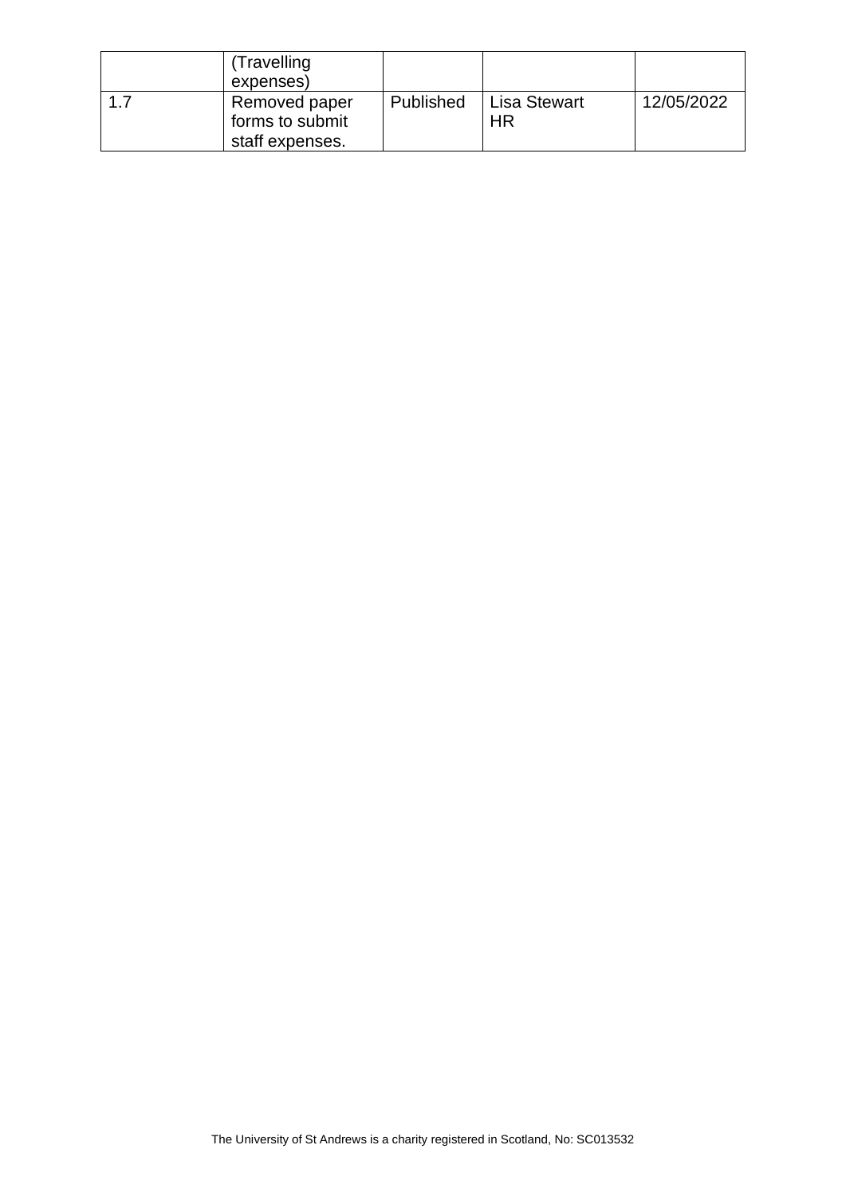| | | | | |
|---|---|---|---|---|
| | (Travelling expenses) | | | |
| 1.7 | Removed paper forms to submit staff expenses. | Published | Lisa Stewart HR | 12/05/2022 |